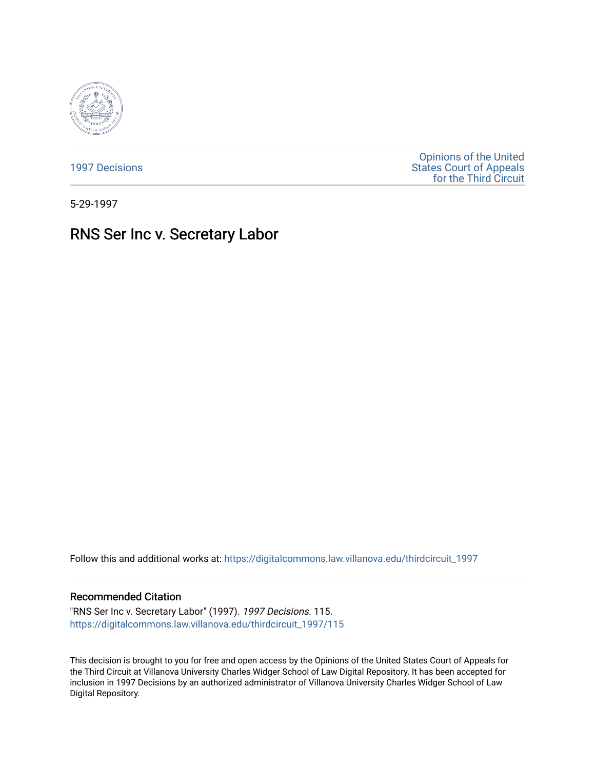1997 Decisions

Opinions of the United States Court of Appeals for the Third Circuit

5-29-1997

# RNS Ser Inc v. Secretary Labor

Follow this and additional works at: https://digitalcommons.law.villanova.edu/thirdcircuit_1997

## Recommended Citation

"RNS Ser Inc v. Secretary Labor" (1997). *1997 Decisions*. 115.
https://digitalcommons.law.villanova.edu/thirdcircuit_1997/115

This decision is brought to you for free and open access by the Opinions of the United States Court of Appeals for the Third Circuit at Villanova University Charles Widger School of Law Digital Repository. It has been accepted for inclusion in 1997 Decisions by an authorized administrator of Villanova University Charles Widger School of Law Digital Repository.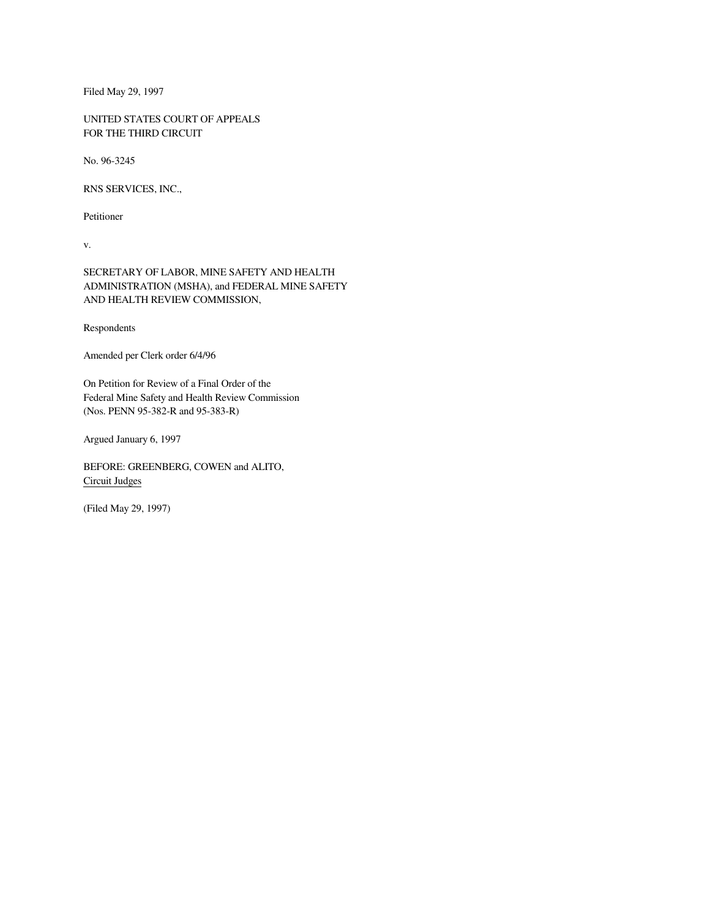Filed May 29, 1997

UNITED STATES COURT OF APPEALS
FOR THE THIRD CIRCUIT

No. 96-3245

RNS SERVICES, INC.,

Petitioner

v.

SECRETARY OF LABOR, MINE SAFETY AND HEALTH ADMINISTRATION (MSHA), and FEDERAL MINE SAFETY AND HEALTH REVIEW COMMISSION,

Respondents

Amended per Clerk order 6/4/96

On Petition for Review of a Final Order of the
Federal Mine Safety and Health Review Commission
(Nos. PENN 95-382-R and 95-383-R)

Argued January 6, 1997

BEFORE: GREENBERG, COWEN and ALITO,
Circuit Judges

(Filed May 29, 1997)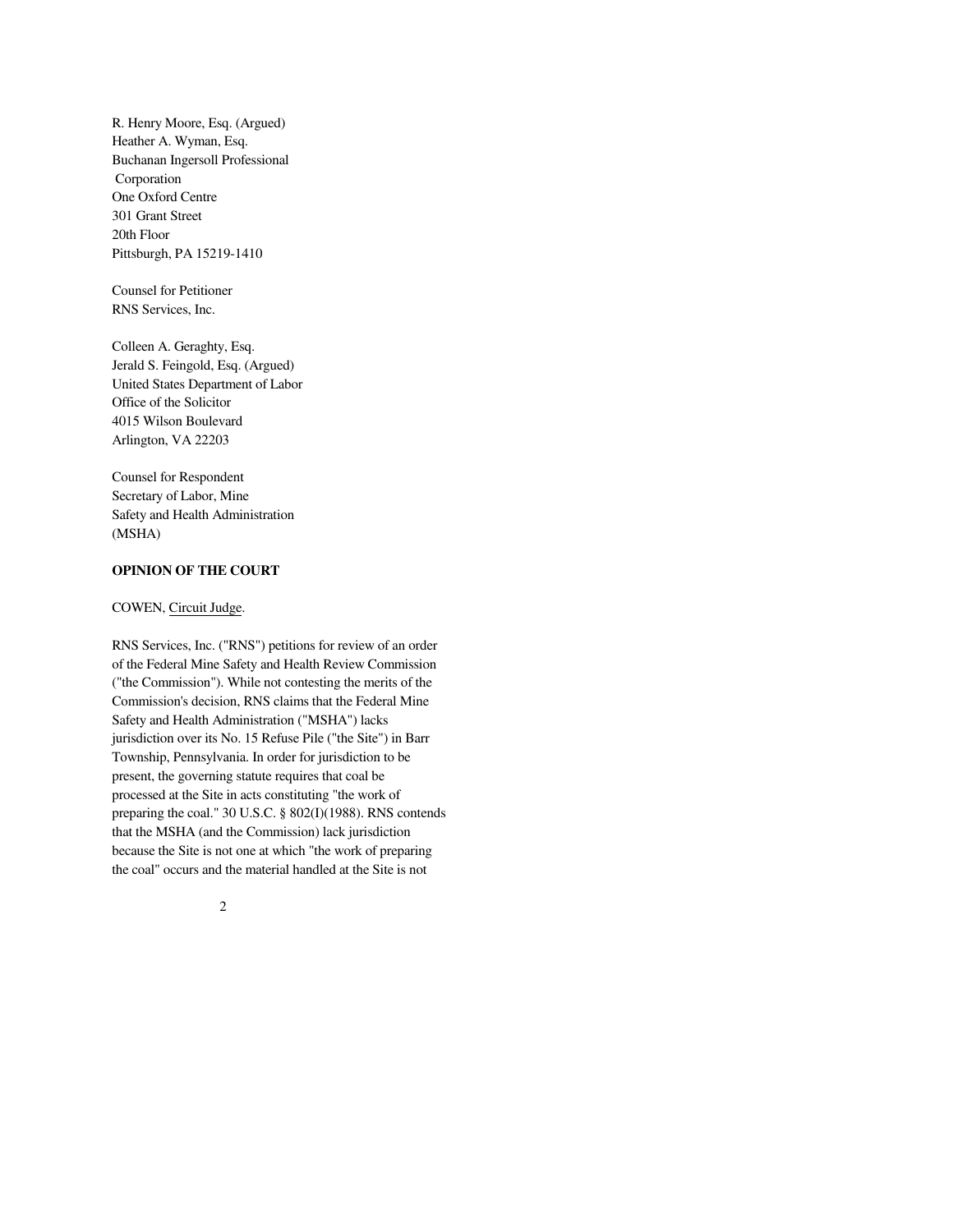R. Henry Moore, Esq. (Argued)
Heather A. Wyman, Esq.
Buchanan Ingersoll Professional
Corporation
One Oxford Centre
301 Grant Street
20th Floor
Pittsburgh, PA 15219-1410

Counsel for Petitioner
RNS Services, Inc.

Colleen A. Geraghty, Esq.
Jerald S. Feingold, Esq. (Argued)
United States Department of Labor
Office of the Solicitor
4015 Wilson Boulevard
Arlington, VA 22203

Counsel for Respondent
Secretary of Labor, Mine
Safety and Health Administration
(MSHA)

**OPINION OF THE COURT**

COWEN, Circuit Judge.

RNS Services, Inc. ("RNS") petitions for review of an order of the Federal Mine Safety and Health Review Commission ("the Commission"). While not contesting the merits of the Commission's decision, RNS claims that the Federal Mine Safety and Health Administration ("MSHA") lacks jurisdiction over its No. 15 Refuse Pile ("the Site") in Barr Township, Pennsylvania. In order for jurisdiction to be present, the governing statute requires that coal be processed at the Site in acts constituting "the work of preparing the coal." 30 U.S.C. § 802(I)(1988). RNS contends that the MSHA (and the Commission) lack jurisdiction because the Site is not one at which "the work of preparing the coal" occurs and the material handled at the Site is not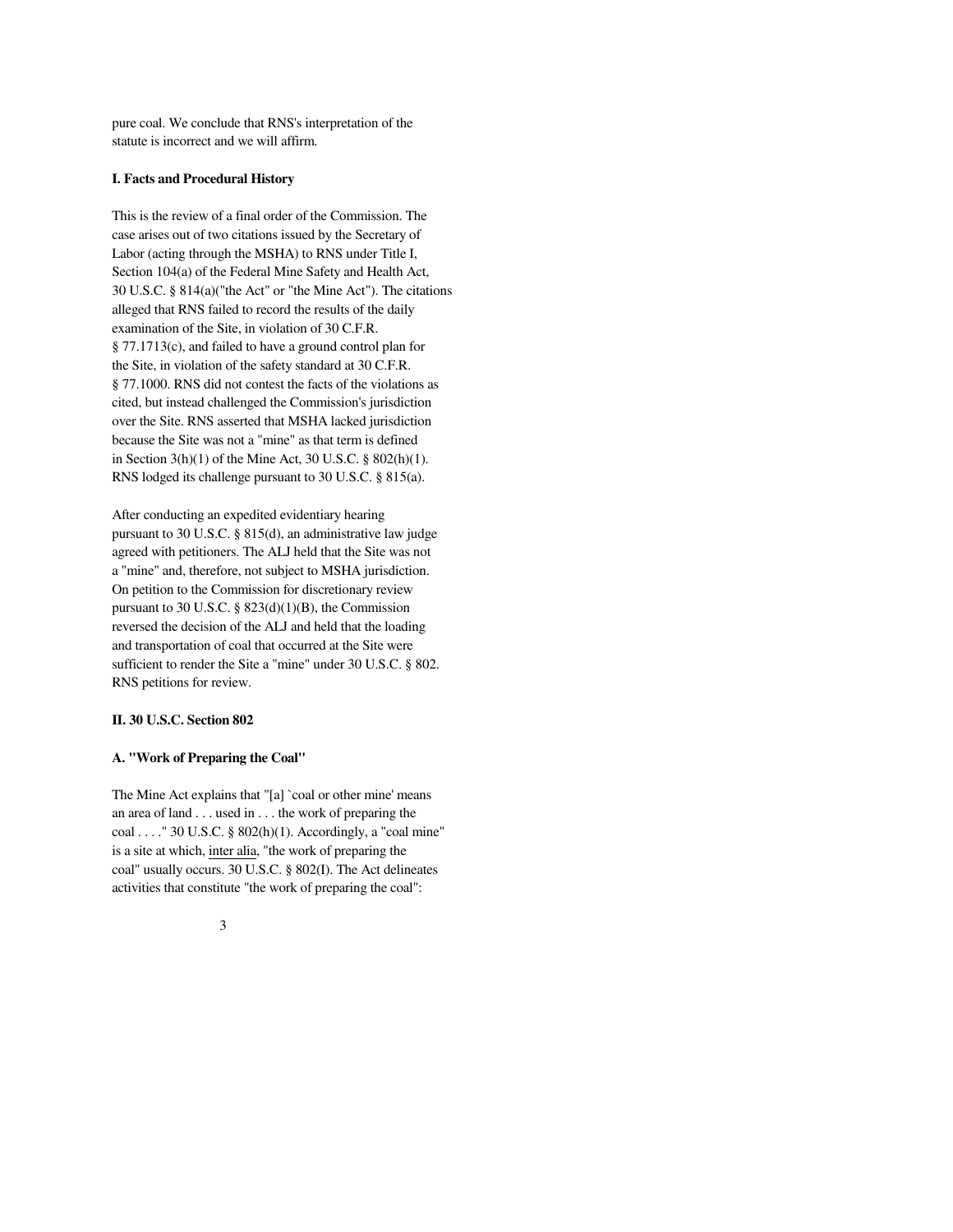pure coal. We conclude that RNS's interpretation of the statute is incorrect and we will affirm.

**I. Facts and Procedural History**

This is the review of a final order of the Commission. The case arises out of two citations issued by the Secretary of Labor (acting through the MSHA) to RNS under Title I, Section 104(a) of the Federal Mine Safety and Health Act, 30 U.S.C. § 814(a)("the Act" or "the Mine Act"). The citations alleged that RNS failed to record the results of the daily examination of the Site, in violation of 30 C.F.R. § 77.1713(c), and failed to have a ground control plan for the Site, in violation of the safety standard at 30 C.F.R. § 77.1000. RNS did not contest the facts of the violations as cited, but instead challenged the Commission's jurisdiction over the Site. RNS asserted that MSHA lacked jurisdiction because the Site was not a "mine" as that term is defined in Section 3(h)(1) of the Mine Act, 30 U.S.C. § 802(h)(1). RNS lodged its challenge pursuant to 30 U.S.C. § 815(a).

After conducting an expedited evidentiary hearing pursuant to 30 U.S.C. § 815(d), an administrative law judge agreed with petitioners. The ALJ held that the Site was not a "mine" and, therefore, not subject to MSHA jurisdiction. On petition to the Commission for discretionary review pursuant to 30 U.S.C. § 823(d)(1)(B), the Commission reversed the decision of the ALJ and held that the loading and transportation of coal that occurred at the Site were sufficient to render the Site a "mine" under 30 U.S.C. § 802. RNS petitions for review.

**II. 30 U.S.C. Section 802**

**A. "Work of Preparing the Coal"**

The Mine Act explains that "[a] `coal or other mine' means an area of land . . . used in . . . the work of preparing the coal . . . ." 30 U.S.C. § 802(h)(1). Accordingly, a "coal mine" is a site at which, inter alia, "the work of preparing the coal" usually occurs. 30 U.S.C. § 802(I). The Act delineates activities that constitute "the work of preparing the coal":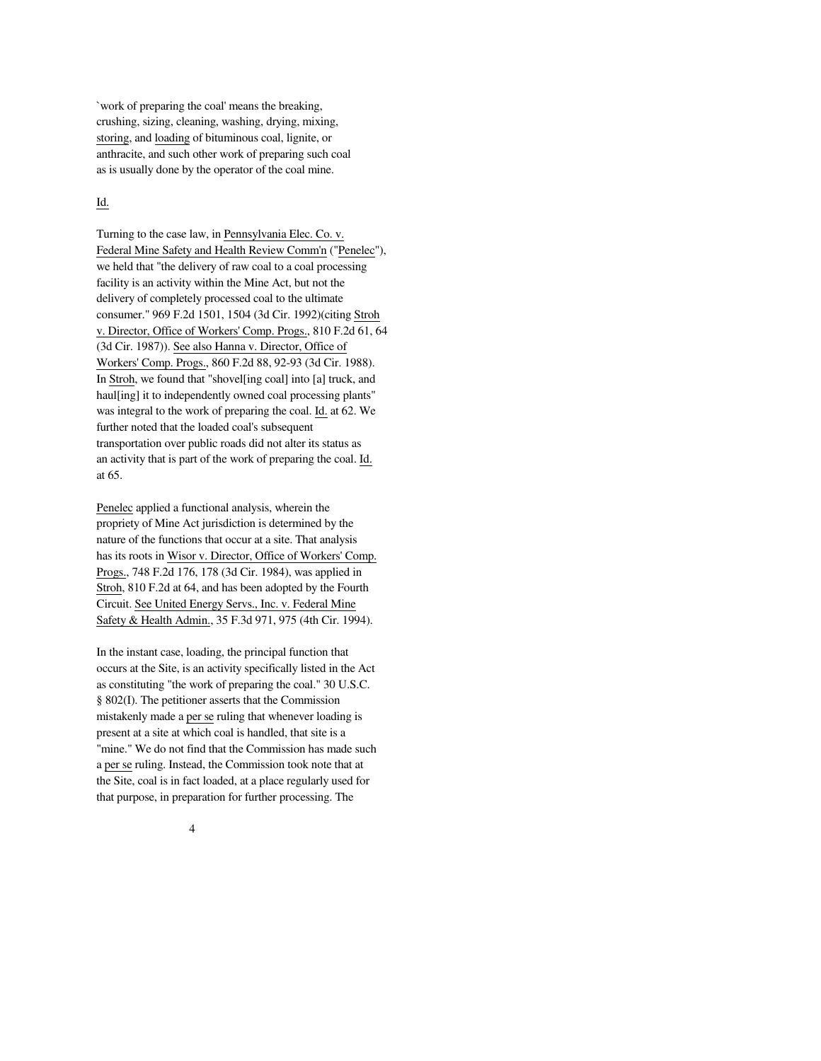`work of preparing the coal' means the breaking, crushing, sizing, cleaning, washing, drying, mixing, storing, and loading of bituminous coal, lignite, or anthracite, and such other work of preparing such coal as is usually done by the operator of the coal mine.

Id.

Turning to the case law, in Pennsylvania Elec. Co. v. Federal Mine Safety and Health Review Comm'n ("Penelec"), we held that "the delivery of raw coal to a coal processing facility is an activity within the Mine Act, but not the delivery of completely processed coal to the ultimate consumer." 969 F.2d 1501, 1504 (3d Cir. 1992)(citing Stroh v. Director, Office of Workers' Comp. Progs., 810 F.2d 61, 64 (3d Cir. 1987)). See also Hanna v. Director, Office of Workers' Comp. Progs., 860 F.2d 88, 92-93 (3d Cir. 1988). In Stroh, we found that "shovel[ing coal] into [a] truck, and haul[ing] it to independently owned coal processing plants" was integral to the work of preparing the coal. Id. at 62. We further noted that the loaded coal's subsequent transportation over public roads did not alter its status as an activity that is part of the work of preparing the coal. Id. at 65.

Penelec applied a functional analysis, wherein the propriety of Mine Act jurisdiction is determined by the nature of the functions that occur at a site. That analysis has its roots in Wisor v. Director, Office of Workers' Comp. Progs., 748 F.2d 176, 178 (3d Cir. 1984), was applied in Stroh, 810 F.2d at 64, and has been adopted by the Fourth Circuit. See United Energy Servs., Inc. v. Federal Mine Safety & Health Admin., 35 F.3d 971, 975 (4th Cir. 1994).

In the instant case, loading, the principal function that occurs at the Site, is an activity specifically listed in the Act as constituting "the work of preparing the coal." 30 U.S.C. § 802(I). The petitioner asserts that the Commission mistakenly made a per se ruling that whenever loading is present at a site at which coal is handled, that site is a "mine." We do not find that the Commission has made such a per se ruling. Instead, the Commission took note that at the Site, coal is in fact loaded, at a place regularly used for that purpose, in preparation for further processing. The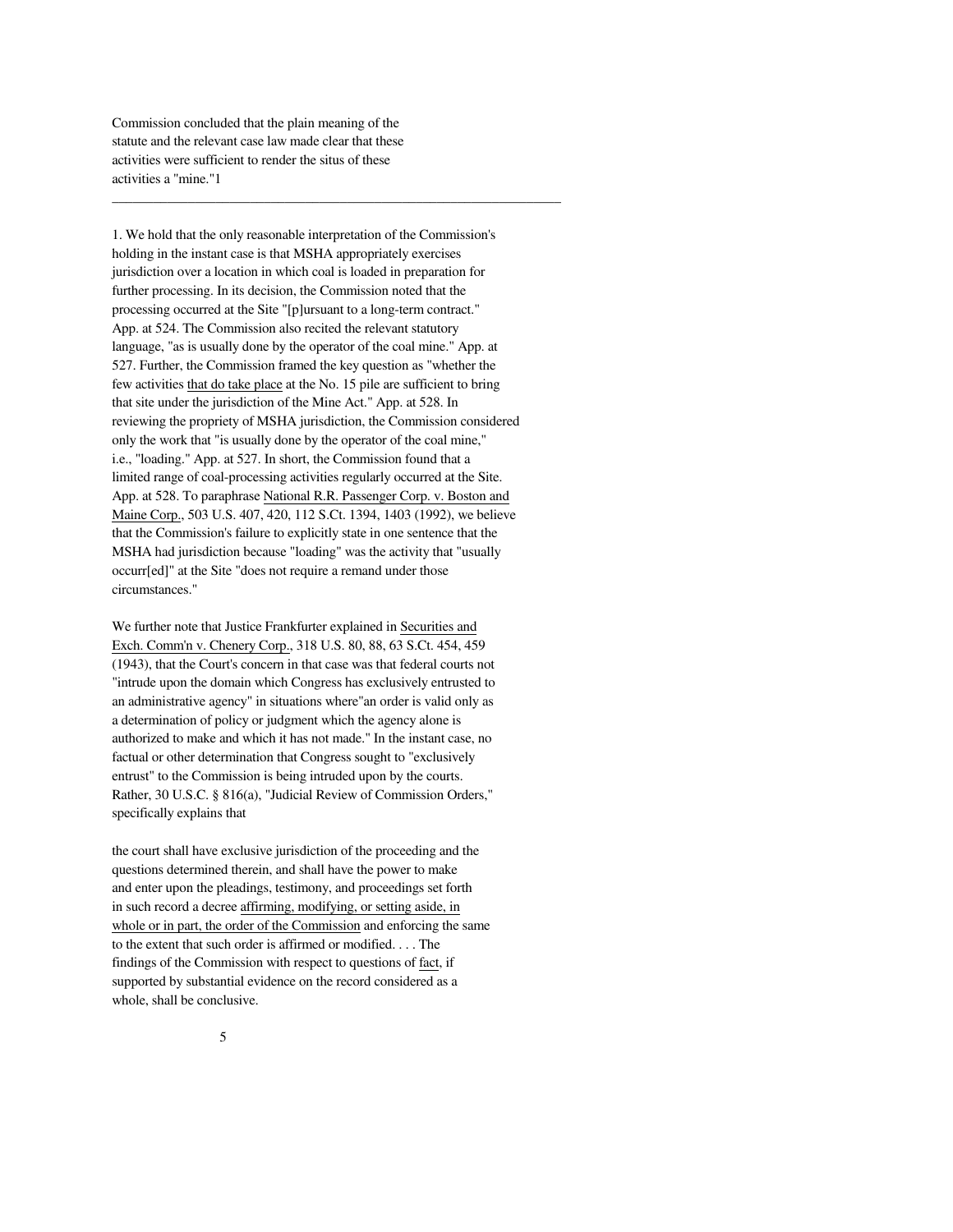Commission concluded that the plain meaning of the statute and the relevant case law made clear that these activities were sufficient to render the situs of these activities a "mine."1

---

1. We hold that the only reasonable interpretation of the Commission's holding in the instant case is that MSHA appropriately exercises jurisdiction over a location in which coal is loaded in preparation for further processing. In its decision, the Commission noted that the processing occurred at the Site "[p]ursuant to a long-term contract." App. at 524. The Commission also recited the relevant statutory language, "as is usually done by the operator of the coal mine." App. at 527. Further, the Commission framed the key question as "whether the few activities that do take place at the No. 15 pile are sufficient to bring that site under the jurisdiction of the Mine Act." App. at 528. In reviewing the propriety of MSHA jurisdiction, the Commission considered only the work that "is usually done by the operator of the coal mine," i.e., "loading." App. at 527. In short, the Commission found that a limited range of coal-processing activities regularly occurred at the Site. App. at 528. To paraphrase National R.R. Passenger Corp. v. Boston and Maine Corp., 503 U.S. 407, 420, 112 S.Ct. 1394, 1403 (1992), we believe that the Commission's failure to explicitly state in one sentence that the MSHA had jurisdiction because "loading" was the activity that "usually occurr[ed]" at the Site "does not require a remand under those circumstances."

We further note that Justice Frankfurter explained in Securities and Exch. Comm'n v. Chenery Corp., 318 U.S. 80, 88, 63 S.Ct. 454, 459 (1943), that the Court's concern in that case was that federal courts not "intrude upon the domain which Congress has exclusively entrusted to an administrative agency" in situations where"an order is valid only as a determination of policy or judgment which the agency alone is authorized to make and which it has not made." In the instant case, no factual or other determination that Congress sought to "exclusively entrust" to the Commission is being intruded upon by the courts. Rather, 30 U.S.C. § 816(a), "Judicial Review of Commission Orders," specifically explains that

> the court shall have exclusive jurisdiction of the proceeding and the questions determined therein, and shall have the power to make and enter upon the pleadings, testimony, and proceedings set forth in such record a decree affirming, modifying, or setting aside, in whole or in part, the order of the Commission and enforcing the same to the extent that such order is affirmed or modified. . . . The findings of the Commission with respect to questions of fact, if supported by substantial evidence on the record considered as a whole, shall be conclusive.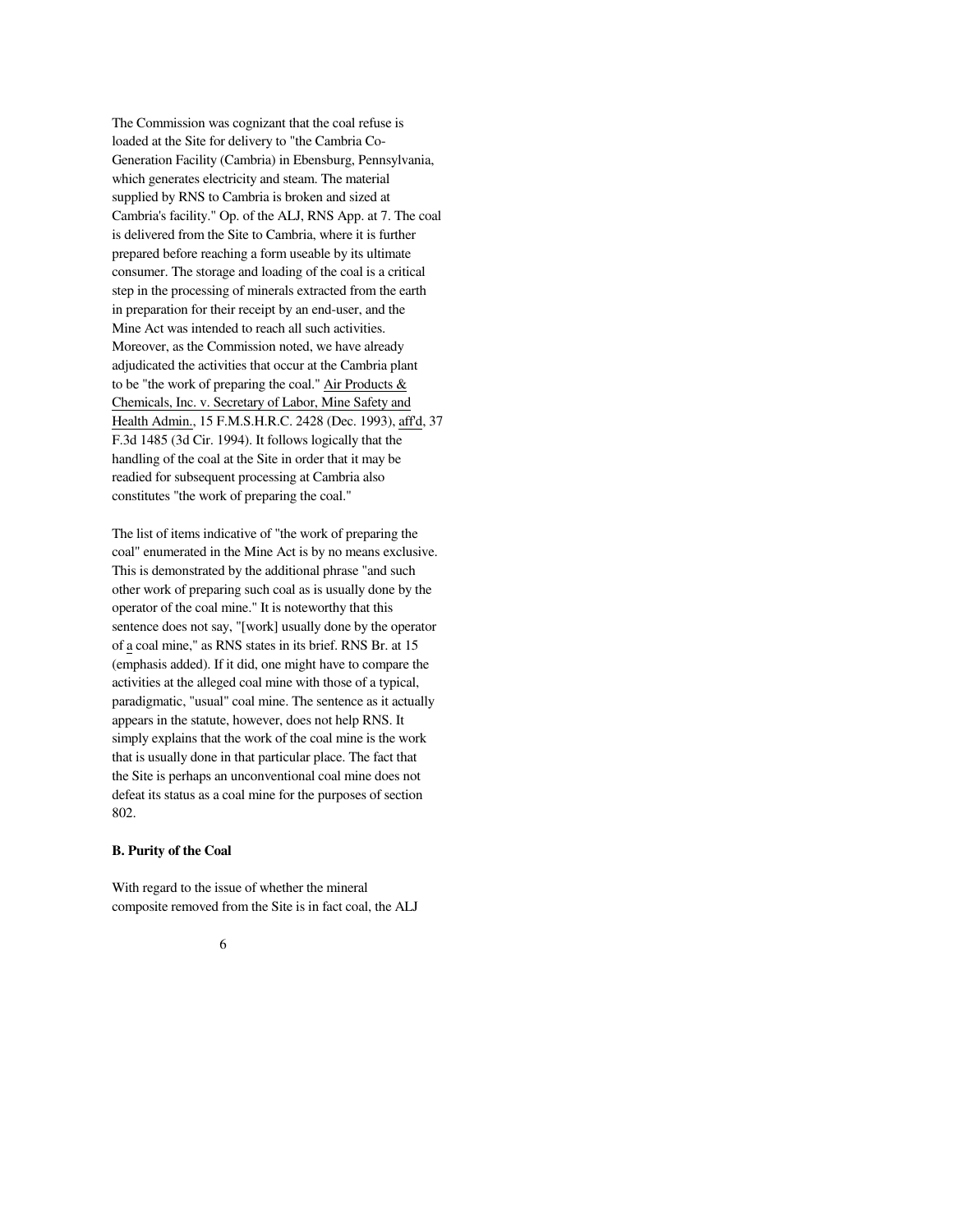The Commission was cognizant that the coal refuse is loaded at the Site for delivery to "the Cambria Co-Generation Facility (Cambria) in Ebensburg, Pennsylvania, which generates electricity and steam. The material supplied by RNS to Cambria is broken and sized at Cambria's facility." Op. of the ALJ, RNS App. at 7. The coal is delivered from the Site to Cambria, where it is further prepared before reaching a form useable by its ultimate consumer. The storage and loading of the coal is a critical step in the processing of minerals extracted from the earth in preparation for their receipt by an end-user, and the Mine Act was intended to reach all such activities. Moreover, as the Commission noted, we have already adjudicated the activities that occur at the Cambria plant to be "the work of preparing the coal." Air Products & Chemicals, Inc. v. Secretary of Labor, Mine Safety and Health Admin., 15 F.M.S.H.R.C. 2428 (Dec. 1993), aff'd, 37 F.3d 1485 (3d Cir. 1994). It follows logically that the handling of the coal at the Site in order that it may be readied for subsequent processing at Cambria also constitutes "the work of preparing the coal."

The list of items indicative of "the work of preparing the coal" enumerated in the Mine Act is by no means exclusive. This is demonstrated by the additional phrase "and such other work of preparing such coal as is usually done by the operator of the coal mine." It is noteworthy that this sentence does not say, "[work] usually done by the operator of a coal mine," as RNS states in its brief. RNS Br. at 15 (emphasis added). If it did, one might have to compare the activities at the alleged coal mine with those of a typical, paradigmatic, "usual" coal mine. The sentence as it actually appears in the statute, however, does not help RNS. It simply explains that the work of the coal mine is the work that is usually done in that particular place. The fact that the Site is perhaps an unconventional coal mine does not defeat its status as a coal mine for the purposes of section 802.

**B. Purity of the Coal**

With regard to the issue of whether the mineral composite removed from the Site is in fact coal, the ALJ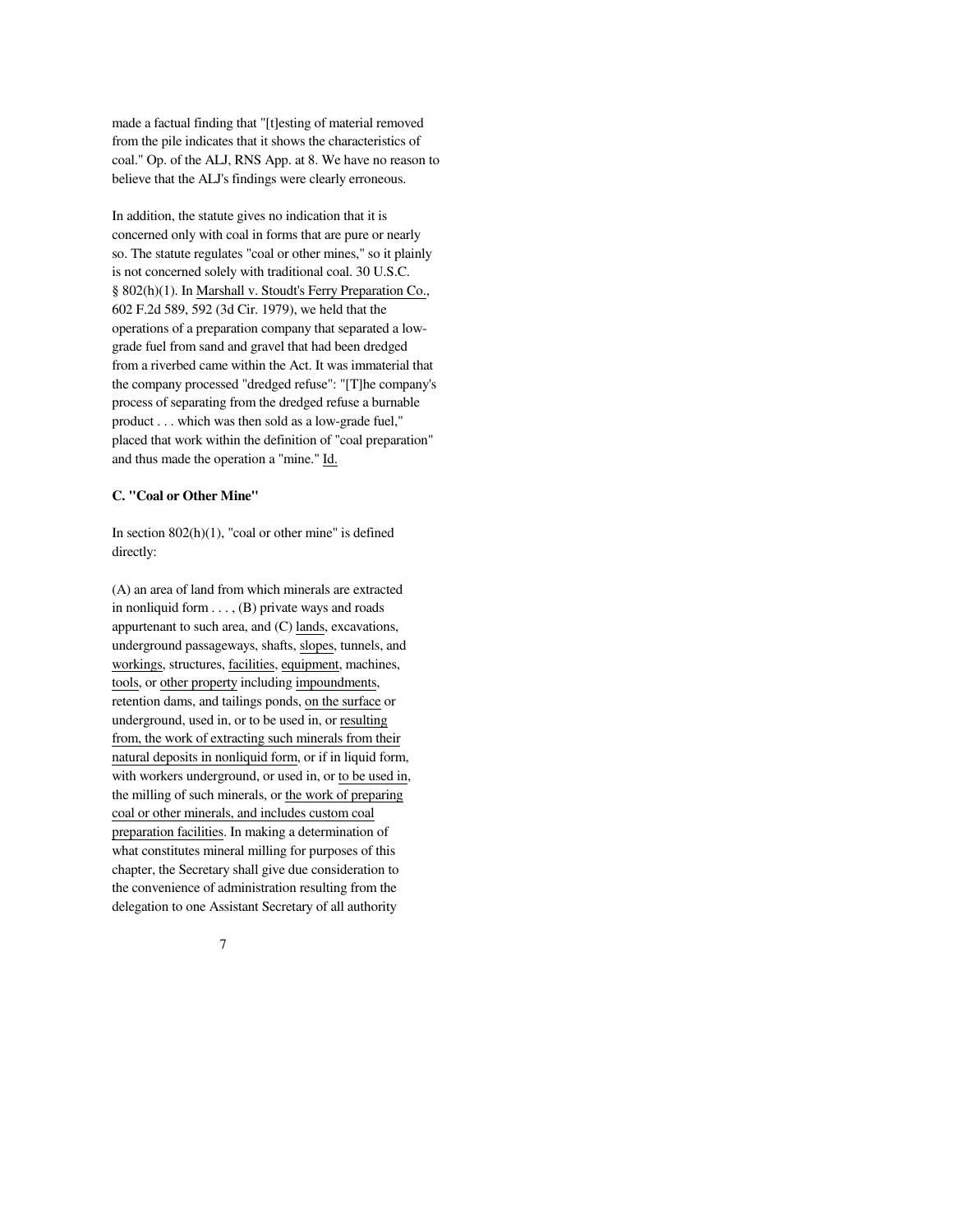made a factual finding that "[t]esting of material removed from the pile indicates that it shows the characteristics of coal." Op. of the ALJ, RNS App. at 8. We have no reason to believe that the ALJ's findings were clearly erroneous.

In addition, the statute gives no indication that it is concerned only with coal in forms that are pure or nearly so. The statute regulates "coal or other mines," so it plainly is not concerned solely with traditional coal. 30 U.S.C. § 802(h)(1). In Marshall v. Stoudt's Ferry Preparation Co., 602 F.2d 589, 592 (3d Cir. 1979), we held that the operations of a preparation company that separated a low-grade fuel from sand and gravel that had been dredged from a riverbed came within the Act. It was immaterial that the company processed "dredged refuse": "[T]he company's process of separating from the dredged refuse a burnable product . . . which was then sold as a low-grade fuel," placed that work within the definition of "coal preparation" and thus made the operation a "mine." Id.

**C. "Coal or Other Mine"**

In section 802(h)(1), "coal or other mine" is defined directly:

(A) an area of land from which minerals are extracted in nonliquid form . . . , (B) private ways and roads appurtenant to such area, and (C) lands, excavations, underground passageways, shafts, slopes, tunnels, and workings, structures, facilities, equipment, machines, tools, or other property including impoundments, retention dams, and tailings ponds, on the surface or underground, used in, or to be used in, or resulting from, the work of extracting such minerals from their natural deposits in nonliquid form, or if in liquid form, with workers underground, or used in, or to be used in, the milling of such minerals, or the work of preparing coal or other minerals, and includes custom coal preparation facilities. In making a determination of what constitutes mineral milling for purposes of this chapter, the Secretary shall give due consideration to the convenience of administration resulting from the delegation to one Assistant Secretary of all authority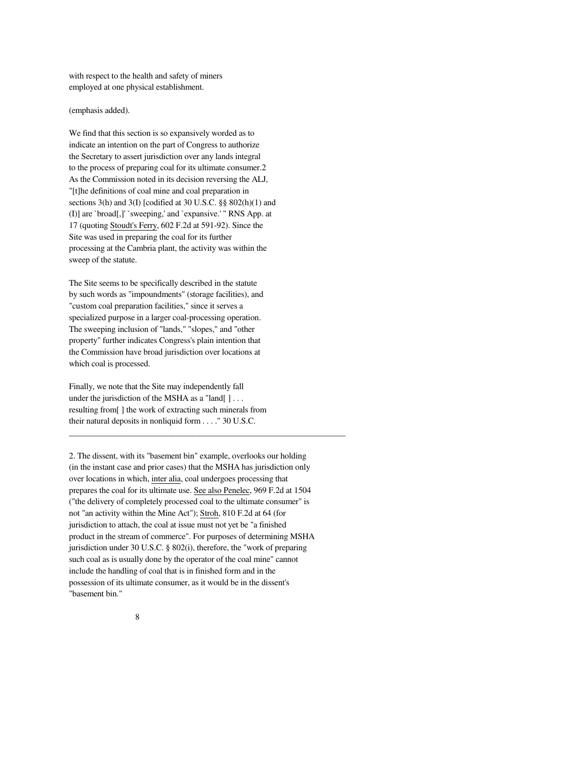with respect to the health and safety of miners
employed at one physical establishment.

(emphasis added).

We find that this section is so expansively worded as to indicate an intention on the part of Congress to authorize the Secretary to assert jurisdiction over any lands integral to the process of preparing coal for its ultimate consumer.2 As the Commission noted in its decision reversing the ALJ, "[t]he definitions of coal mine and coal preparation in sections 3(h) and 3(I) [codified at 30 U.S.C. §§ 802(h)(1) and (I)] are `broad[,]' `sweeping,' and `expansive.' " RNS App. at 17 (quoting Stoudt's Ferry, 602 F.2d at 591-92). Since the Site was used in preparing the coal for its further processing at the Cambria plant, the activity was within the sweep of the statute.

The Site seems to be specifically described in the statute by such words as "impoundments" (storage facilities), and "custom coal preparation facilities," since it serves a specialized purpose in a larger coal-processing operation. The sweeping inclusion of "lands," "slopes," and "other property" further indicates Congress's plain intention that the Commission have broad jurisdiction over locations at which coal is processed.

Finally, we note that the Site may independently fall under the jurisdiction of the MSHA as a "land[ ] . . . resulting from[ ] the work of extracting such minerals from their natural deposits in nonliquid form . . . ." 30 U.S.C.

---

2. The dissent, with its "basement bin" example, overlooks our holding (in the instant case and prior cases) that the MSHA has jurisdiction only over locations in which, inter alia, coal undergoes processing that prepares the coal for its ultimate use. See also Penelec, 969 F.2d at 1504 ("the delivery of completely processed coal to the ultimate consumer" is not "an activity within the Mine Act"); Stroh, 810 F.2d at 64 (for jurisdiction to attach, the coal at issue must not yet be "a finished product in the stream of commerce". For purposes of determining MSHA jurisdiction under 30 U.S.C. § 802(i), therefore, the "work of preparing such coal as is usually done by the operator of the coal mine" cannot include the handling of coal that is in finished form and in the possession of its ultimate consumer, as it would be in the dissent's "basement bin."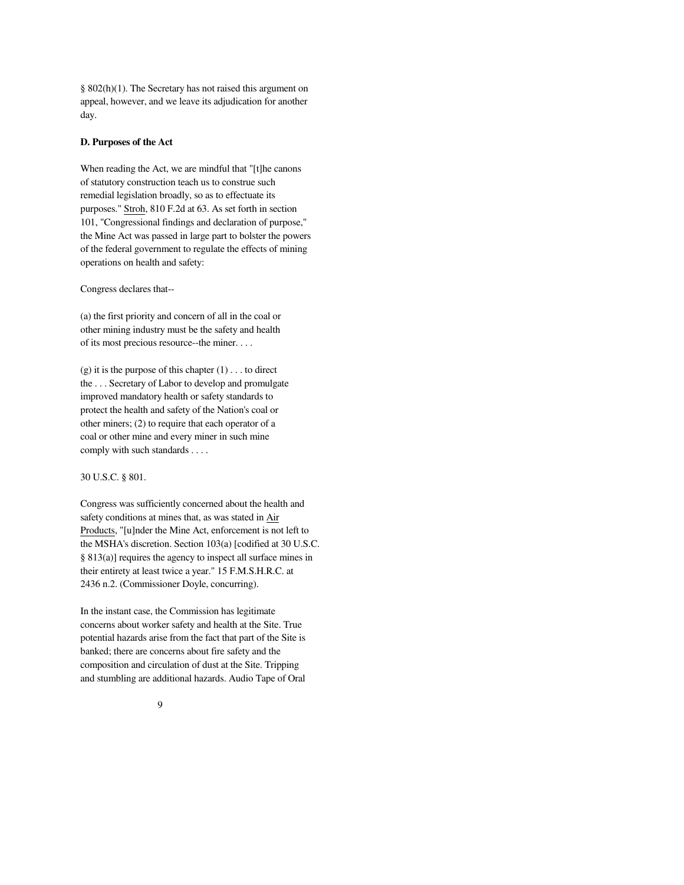§ 802(h)(1). The Secretary has not raised this argument on appeal, however, and we leave its adjudication for another day.

### D. Purposes of the Act

When reading the Act, we are mindful that "[t]he canons of statutory construction teach us to construe such remedial legislation broadly, so as to effectuate its purposes." Stroh, 810 F.2d at 63. As set forth in section 101, "Congressional findings and declaration of purpose," the Mine Act was passed in large part to bolster the powers of the federal government to regulate the effects of mining operations on health and safety:

> Congress declares that--
>
> (a) the first priority and concern of all in the coal or other mining industry must be the safety and health of its most precious resource--the miner. . . .
>
> (g) it is the purpose of this chapter (1) . . . to direct the . . . Secretary of Labor to develop and promulgate improved mandatory health or safety standards to protect the health and safety of the Nation's coal or other miners; (2) to require that each operator of a coal or other mine and every miner in such mine comply with such standards . . . .

30 U.S.C. § 801.

Congress was sufficiently concerned about the health and safety conditions at mines that, as was stated in Air Products, "[u]nder the Mine Act, enforcement is not left to the MSHA's discretion. Section 103(a) [codified at 30 U.S.C. § 813(a)] requires the agency to inspect all surface mines in their entirety at least twice a year." 15 F.M.S.H.R.C. at 2436 n.2. (Commissioner Doyle, concurring).

In the instant case, the Commission has legitimate concerns about worker safety and health at the Site. True potential hazards arise from the fact that part of the Site is banked; there are concerns about fire safety and the composition and circulation of dust at the Site. Tripping and stumbling are additional hazards. Audio Tape of Oral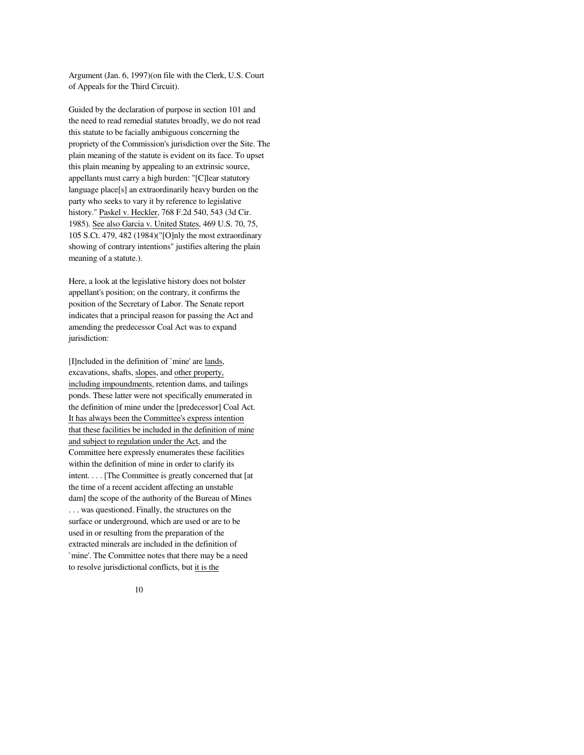Argument (Jan. 6, 1997)(on file with the Clerk, U.S. Court of Appeals for the Third Circuit).

Guided by the declaration of purpose in section 101 and the need to read remedial statutes broadly, we do not read this statute to be facially ambiguous concerning the propriety of the Commission's jurisdiction over the Site. The plain meaning of the statute is evident on its face. To upset this plain meaning by appealing to an extrinsic source, appellants must carry a high burden: "[C]lear statutory language place[s] an extraordinarily heavy burden on the party who seeks to vary it by reference to legislative history." Paskel v. Heckler, 768 F.2d 540, 543 (3d Cir. 1985). See also Garcia v. United States, 469 U.S. 70, 75, 105 S.Ct. 479, 482 (1984)("[O]nly the most extraordinary showing of contrary intentions" justifies altering the plain meaning of a statute.).

Here, a look at the legislative history does not bolster appellant's position; on the contrary, it confirms the position of the Secretary of Labor. The Senate report indicates that a principal reason for passing the Act and amending the predecessor Coal Act was to expand jurisdiction:

[I]ncluded in the definition of `mine' are lands, excavations, shafts, slopes, and other property, including impoundments, retention dams, and tailings ponds. These latter were not specifically enumerated in the definition of mine under the [predecessor] Coal Act. It has always been the Committee's express intention that these facilities be included in the definition of mine and subject to regulation under the Act, and the Committee here expressly enumerates these facilities within the definition of mine in order to clarify its intent. . . . [The Committee is greatly concerned that [at the time of a recent accident affecting an unstable dam] the scope of the authority of the Bureau of Mines . . . was questioned. Finally, the structures on the surface or underground, which are used or are to be used in or resulting from the preparation of the extracted minerals are included in the definition of `mine'. The Committee notes that there may be a need to resolve jurisdictional conflicts, but it is the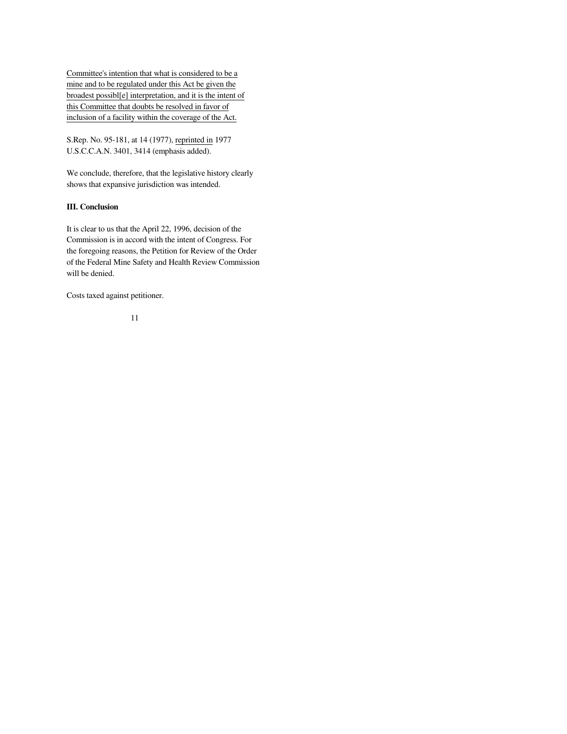Committee's intention that what is considered to be a mine and to be regulated under this Act be given the broadest possibl[e] interpretation, and it is the intent of this Committee that doubts be resolved in favor of inclusion of a facility within the coverage of the Act.

S.Rep. No. 95-181, at 14 (1977), reprinted in 1977 U.S.C.C.A.N. 3401, 3414 (emphasis added).

We conclude, therefore, that the legislative history clearly shows that expansive jurisdiction was intended.

**III. Conclusion**

It is clear to us that the April 22, 1996, decision of the Commission is in accord with the intent of Congress. For the foregoing reasons, the Petition for Review of the Order of the Federal Mine Safety and Health Review Commission will be denied.

Costs taxed against petitioner.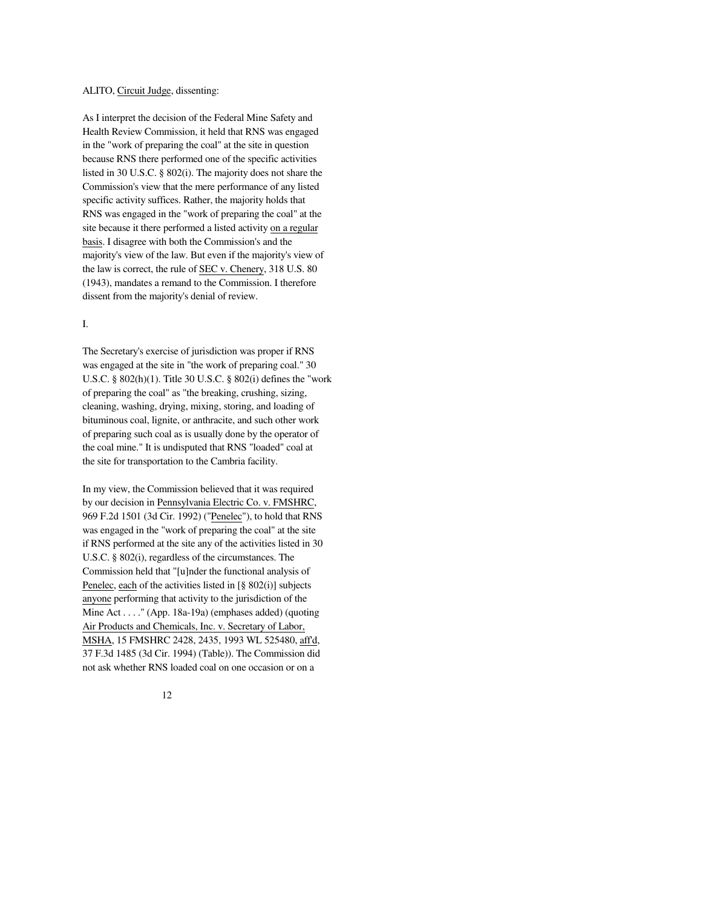ALITO, Circuit Judge, dissenting:

As I interpret the decision of the Federal Mine Safety and Health Review Commission, it held that RNS was engaged in the "work of preparing the coal" at the site in question because RNS there performed one of the specific activities listed in 30 U.S.C. § 802(i). The majority does not share the Commission's view that the mere performance of any listed specific activity suffices. Rather, the majority holds that RNS was engaged in the "work of preparing the coal" at the site because it there performed a listed activity on a regular basis. I disagree with both the Commission's and the majority's view of the law. But even if the majority's view of the law is correct, the rule of SEC v. Chenery, 318 U.S. 80 (1943), mandates a remand to the Commission. I therefore dissent from the majority's denial of review.

I.

The Secretary's exercise of jurisdiction was proper if RNS was engaged at the site in "the work of preparing coal." 30 U.S.C. § 802(h)(1). Title 30 U.S.C. § 802(i) defines the "work of preparing the coal" as "the breaking, crushing, sizing, cleaning, washing, drying, mixing, storing, and loading of bituminous coal, lignite, or anthracite, and such other work of preparing such coal as is usually done by the operator of the coal mine." It is undisputed that RNS "loaded" coal at the site for transportation to the Cambria facility.

In my view, the Commission believed that it was required by our decision in Pennsylvania Electric Co. v. FMSHRC, 969 F.2d 1501 (3d Cir. 1992) ("Penelec"), to hold that RNS was engaged in the "work of preparing the coal" at the site if RNS performed at the site any of the activities listed in 30 U.S.C. § 802(i), regardless of the circumstances. The Commission held that "[u]nder the functional analysis of Penelec, each of the activities listed in [§ 802(i)] subjects anyone performing that activity to the jurisdiction of the Mine Act . . . ." (App. 18a-19a) (emphases added) (quoting Air Products and Chemicals, Inc. v. Secretary of Labor, MSHA, 15 FMSHRC 2428, 2435, 1993 WL 525480, aff'd, 37 F.3d 1485 (3d Cir. 1994) (Table)). The Commission did not ask whether RNS loaded coal on one occasion or on a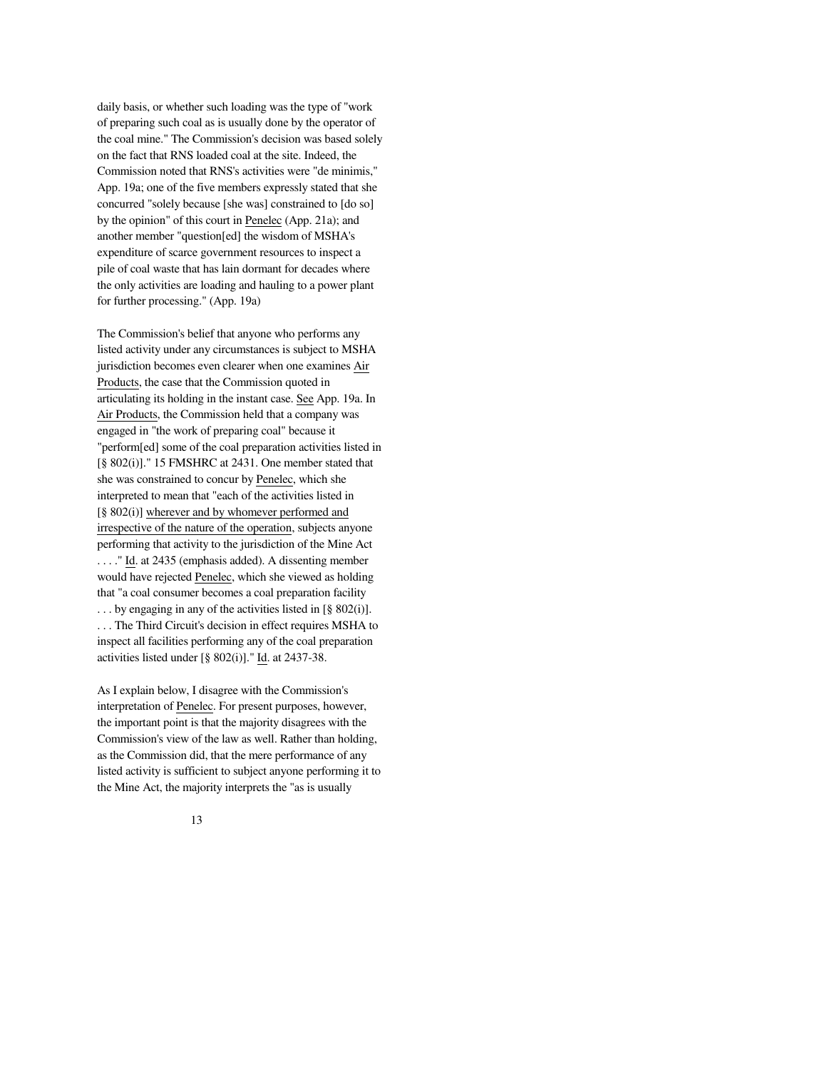daily basis, or whether such loading was the type of "work of preparing such coal as is usually done by the operator of the coal mine." The Commission's decision was based solely on the fact that RNS loaded coal at the site. Indeed, the Commission noted that RNS's activities were "de minimis," App. 19a; one of the five members expressly stated that she concurred "solely because [she was] constrained to [do so] by the opinion" of this court in Penelec (App. 21a); and another member "question[ed] the wisdom of MSHA's expenditure of scarce government resources to inspect a pile of coal waste that has lain dormant for decades where the only activities are loading and hauling to a power plant for further processing." (App. 19a)

The Commission's belief that anyone who performs any listed activity under any circumstances is subject to MSHA jurisdiction becomes even clearer when one examines Air Products, the case that the Commission quoted in articulating its holding in the instant case. See App. 19a. In Air Products, the Commission held that a company was engaged in "the work of preparing coal" because it "perform[ed] some of the coal preparation activities listed in [§ 802(i)]." 15 FMSHRC at 2431. One member stated that she was constrained to concur by Penelec, which she interpreted to mean that "each of the activities listed in [§ 802(i)] wherever and by whomever performed and irrespective of the nature of the operation, subjects anyone performing that activity to the jurisdiction of the Mine Act . . . ." Id. at 2435 (emphasis added). A dissenting member would have rejected Penelec, which she viewed as holding that "a coal consumer becomes a coal preparation facility . . . by engaging in any of the activities listed in [§ 802(i)]. . . . The Third Circuit's decision in effect requires MSHA to inspect all facilities performing any of the coal preparation activities listed under [§ 802(i)]." Id. at 2437-38.

As I explain below, I disagree with the Commission's interpretation of Penelec. For present purposes, however, the important point is that the majority disagrees with the Commission's view of the law as well. Rather than holding, as the Commission did, that the mere performance of any listed activity is sufficient to subject anyone performing it to the Mine Act, the majority interprets the "as is usually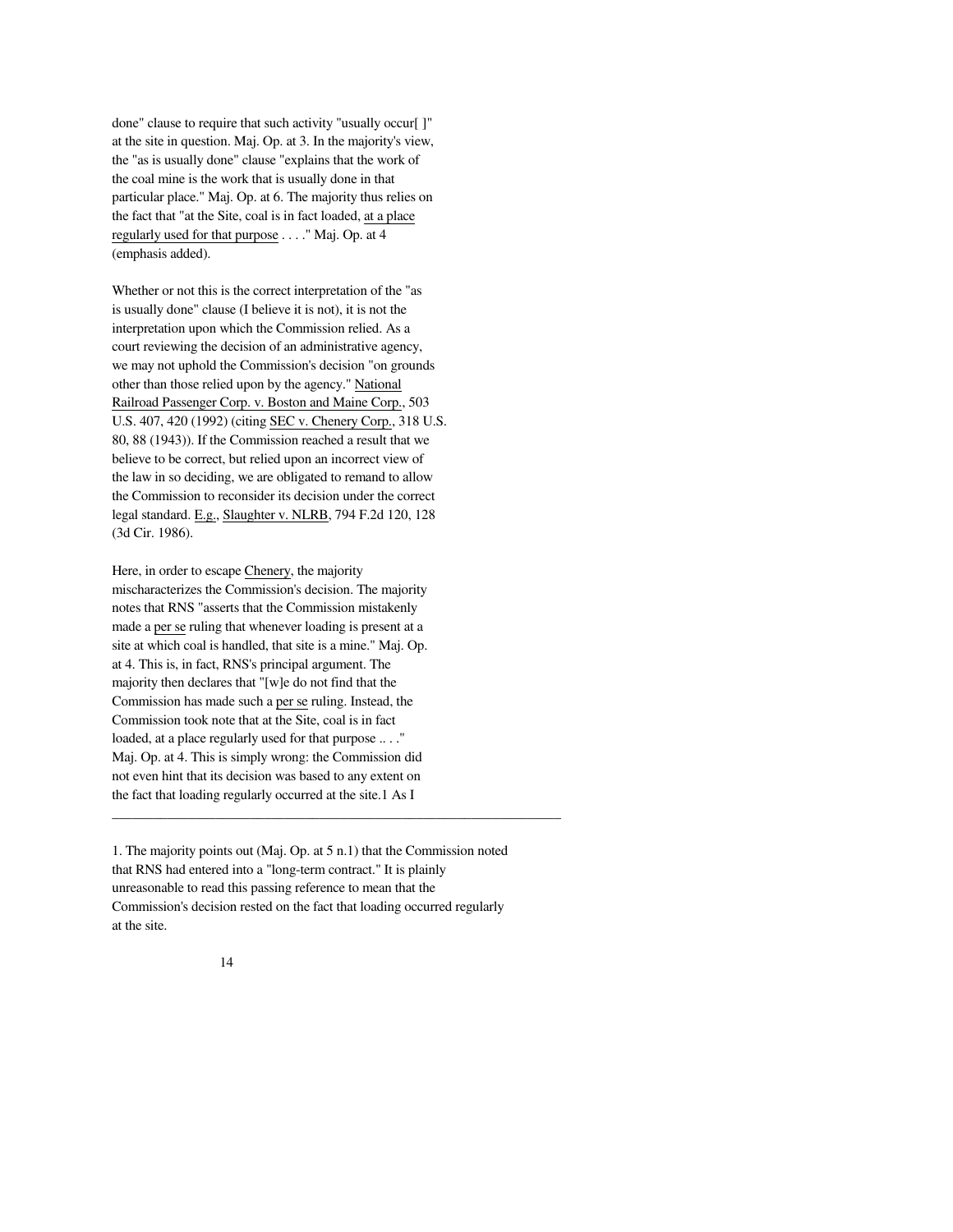done" clause to require that such activity "usually occur[ ]" at the site in question. Maj. Op. at 3. In the majority's view, the "as is usually done" clause "explains that the work of the coal mine is the work that is usually done in that particular place." Maj. Op. at 6. The majority thus relies on the fact that "at the Site, coal is in fact loaded, <u>at a place regularly used for that purpose</u> . . . ." Maj. Op. at 4 (emphasis added).

Whether or not this is the correct interpretation of the "as is usually done" clause (I believe it is not), it is not the interpretation upon which the Commission relied. As a court reviewing the decision of an administrative agency, we may not uphold the Commission's decision "on grounds other than those relied upon by the agency." <u>National Railroad Passenger Corp. v. Boston and Maine Corp.</u>, 503 U.S. 407, 420 (1992) (citing <u>SEC v. Chenery Corp.</u>, 318 U.S. 80, 88 (1943)). If the Commission reached a result that we believe to be correct, but relied upon an incorrect view of the law in so deciding, we are obligated to remand to allow the Commission to reconsider its decision under the correct legal standard. <u>E.g.</u>, <u>Slaughter v. NLRB</u>, 794 F.2d 120, 128 (3d Cir. 1986).

Here, in order to escape <u>Chenery</u>, the majority mischaracterizes the Commission's decision. The majority notes that RNS "asserts that the Commission mistakenly made a <u>per se</u> ruling that whenever loading is present at a site at which coal is handled, that site is a mine." Maj. Op. at 4. This is, in fact, RNS's principal argument. The majority then declares that "[w]e do not find that the Commission has made such a <u>per se</u> ruling. Instead, the Commission took note that at the Site, coal is in fact loaded, at a place regularly used for that purpose .. . ." Maj. Op. at 4. This is simply wrong: the Commission did not even hint that its decision was based to any extent on the fact that loading regularly occurred at the site.[1] As I

---

1. The majority points out (Maj. Op. at 5 n.1) that the Commission noted that RNS had entered into a "long-term contract." It is plainly unreasonable to read this passing reference to mean that the Commission's decision rested on the fact that loading occurred regularly at the site.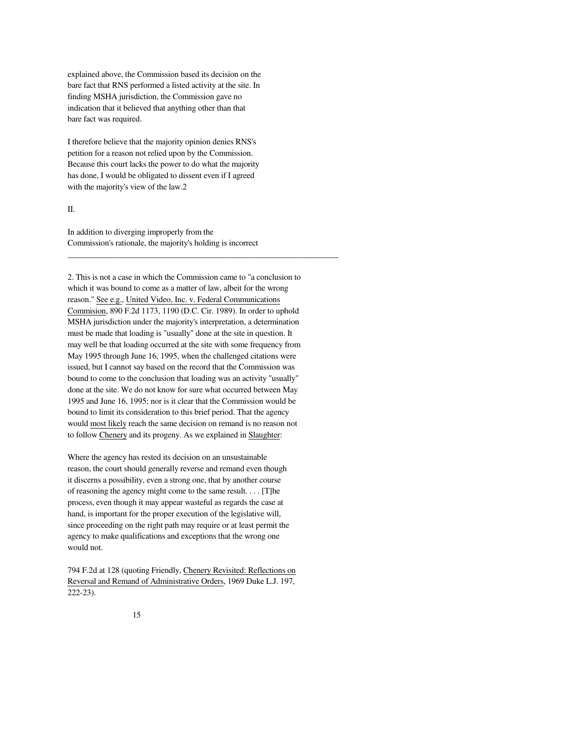explained above, the Commission based its decision on the bare fact that RNS performed a listed activity at the site. In finding MSHA jurisdiction, the Commission gave no indication that it believed that anything other than that bare fact was required.

I therefore believe that the majority opinion denies RNS's petition for a reason not relied upon by the Commission. Because this court lacks the power to do what the majority has done, I would be obligated to dissent even if I agreed with the majority's view of the law.[2]

II.

In addition to diverging improperly from the Commission's rationale, the majority's holding is incorrect

---

2. This is not a case in which the Commission came to "a conclusion to which it was bound to come as a matter of law, albeit for the wrong reason." See e.g., United Video, Inc. v. Federal Communications Commision, 890 F.2d 1173, 1190 (D.C. Cir. 1989). In order to uphold MSHA jurisdiction under the majority's interpretation, a determination must be made that loading is "usually" done at the site in question. It may well be that loading occurred at the site with some frequency from May 1995 through June 16, 1995, when the challenged citations were issued, but I cannot say based on the record that the Commission was bound to come to the conclusion that loading was an activity "usually" done at the site. We do not know for sure what occurred between May 1995 and June 16, 1995; nor is it clear that the Commission would be bound to limit its consideration to this brief period. That the agency would most likely reach the same decision on remand is no reason not to follow Chenery and its progeny. As we explained in Slaughter:

Where the agency has rested its decision on an unsustainable reason, the court should generally reverse and remand even though it discerns a possibility, even a strong one, that by another course of reasoning the agency might come to the same result. . . . [T]he process, even though it may appear wasteful as regards the case at hand, is important for the proper execution of the legislative will, since proceeding on the right path may require or at least permit the agency to make qualifications and exceptions that the wrong one would not.

794 F.2d at 128 (quoting Friendly, Chenery Revisited: Reflections on Reversal and Remand of Administrative Orders, 1969 Duke L.J. 197, 222-23).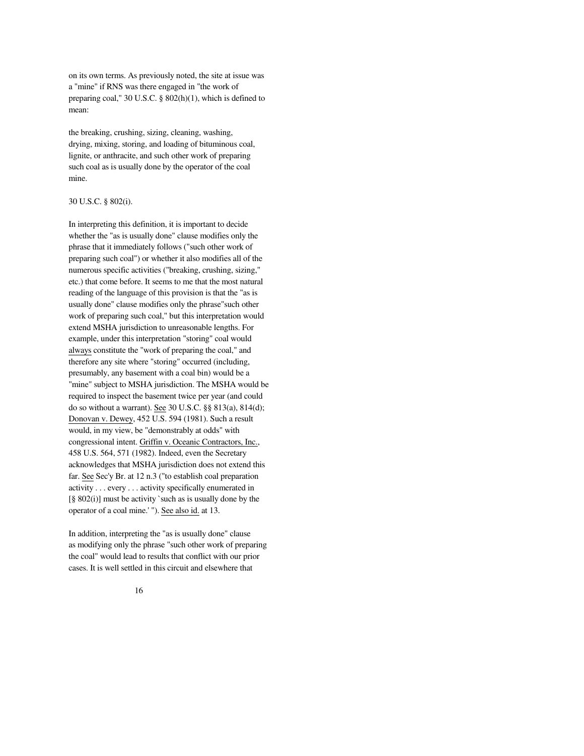on its own terms. As previously noted, the site at issue was a "mine" if RNS was there engaged in "the work of preparing coal," 30 U.S.C. § 802(h)(1), which is defined to mean:

> the breaking, crushing, sizing, cleaning, washing, drying, mixing, storing, and loading of bituminous coal, lignite, or anthracite, and such other work of preparing such coal as is usually done by the operator of the coal mine.

30 U.S.C. § 802(i).

In interpreting this definition, it is important to decide whether the "as is usually done" clause modifies only the phrase that it immediately follows ("such other work of preparing such coal") or whether it also modifies all of the numerous specific activities ("breaking, crushing, sizing," etc.) that come before. It seems to me that the most natural reading of the language of this provision is that the "as is usually done" clause modifies only the phrase"such other work of preparing such coal," but this interpretation would extend MSHA jurisdiction to unreasonable lengths. For example, under this interpretation "storing" coal would always constitute the "work of preparing the coal," and therefore any site where "storing" occurred (including, presumably, any basement with a coal bin) would be a "mine" subject to MSHA jurisdiction. The MSHA would be required to inspect the basement twice per year (and could do so without a warrant). See 30 U.S.C. §§ 813(a), 814(d); Donovan v. Dewey, 452 U.S. 594 (1981). Such a result would, in my view, be "demonstrably at odds" with congressional intent. Griffin v. Oceanic Contractors, Inc., 458 U.S. 564, 571 (1982). Indeed, even the Secretary acknowledges that MSHA jurisdiction does not extend this far. See Sec'y Br. at 12 n.3 ("to establish coal preparation activity . . . every . . . activity specifically enumerated in [§ 802(i)] must be activity `such as is usually done by the operator of a coal mine.' "). See also id. at 13.

In addition, interpreting the "as is usually done" clause as modifying only the phrase "such other work of preparing the coal" would lead to results that conflict with our prior cases. It is well settled in this circuit and elsewhere that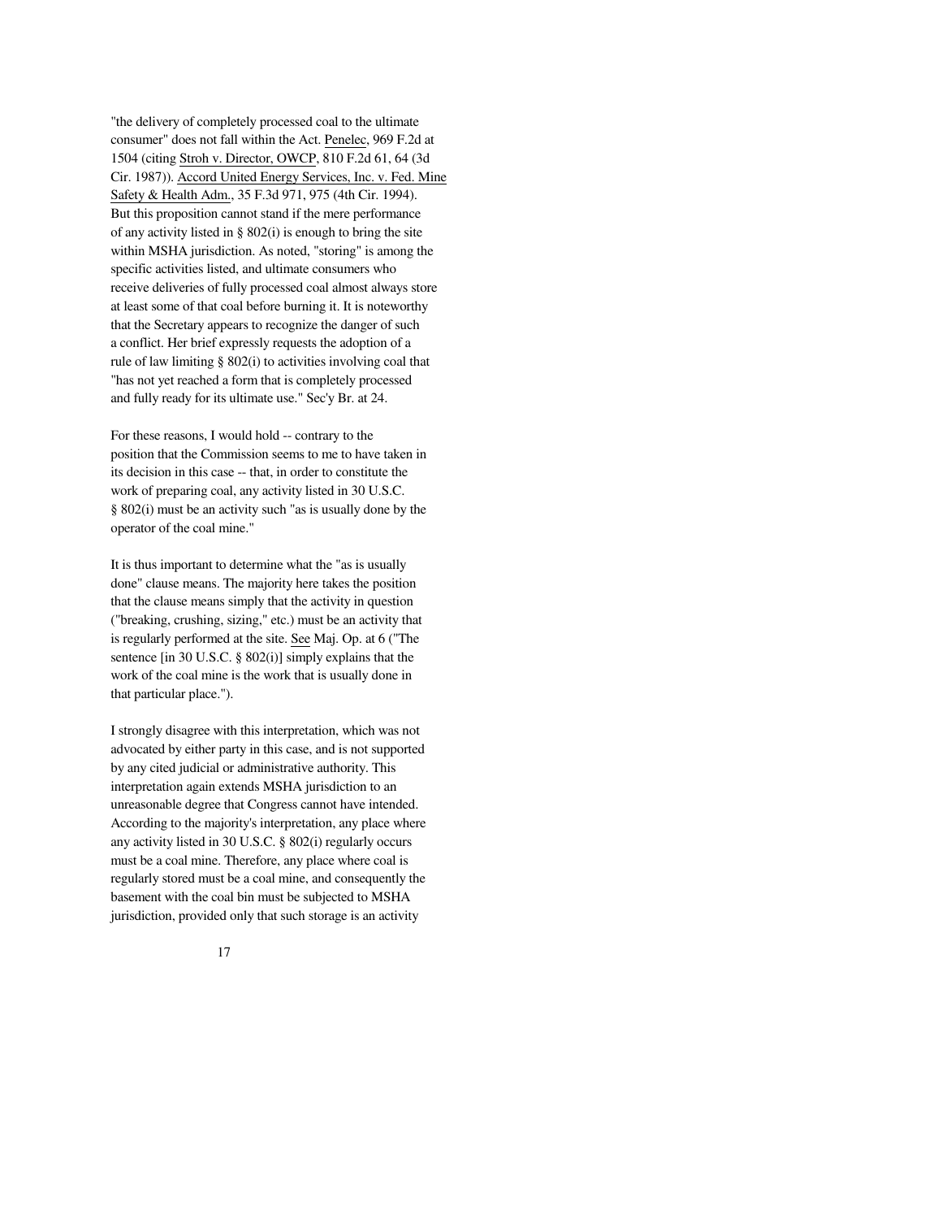"the delivery of completely processed coal to the ultimate consumer" does not fall within the Act. Penelec, 969 F.2d at 1504 (citing Stroh v. Director, OWCP, 810 F.2d 61, 64 (3d Cir. 1987)). Accord United Energy Services, Inc. v. Fed. Mine Safety & Health Adm., 35 F.3d 971, 975 (4th Cir. 1994). But this proposition cannot stand if the mere performance of any activity listed in § 802(i) is enough to bring the site within MSHA jurisdiction. As noted, "storing" is among the specific activities listed, and ultimate consumers who receive deliveries of fully processed coal almost always store at least some of that coal before burning it. It is noteworthy that the Secretary appears to recognize the danger of such a conflict. Her brief expressly requests the adoption of a rule of law limiting § 802(i) to activities involving coal that "has not yet reached a form that is completely processed and fully ready for its ultimate use." Sec'y Br. at 24.

For these reasons, I would hold -- contrary to the position that the Commission seems to me to have taken in its decision in this case -- that, in order to constitute the work of preparing coal, any activity listed in 30 U.S.C. § 802(i) must be an activity such "as is usually done by the operator of the coal mine."

It is thus important to determine what the "as is usually done" clause means. The majority here takes the position that the clause means simply that the activity in question ("breaking, crushing, sizing," etc.) must be an activity that is regularly performed at the site. See Maj. Op. at 6 ("The sentence [in 30 U.S.C. § 802(i)] simply explains that the work of the coal mine is the work that is usually done in that particular place.").

I strongly disagree with this interpretation, which was not advocated by either party in this case, and is not supported by any cited judicial or administrative authority. This interpretation again extends MSHA jurisdiction to an unreasonable degree that Congress cannot have intended. According to the majority's interpretation, any place where any activity listed in 30 U.S.C. § 802(i) regularly occurs must be a coal mine. Therefore, any place where coal is regularly stored must be a coal mine, and consequently the basement with the coal bin must be subjected to MSHA jurisdiction, provided only that such storage is an activity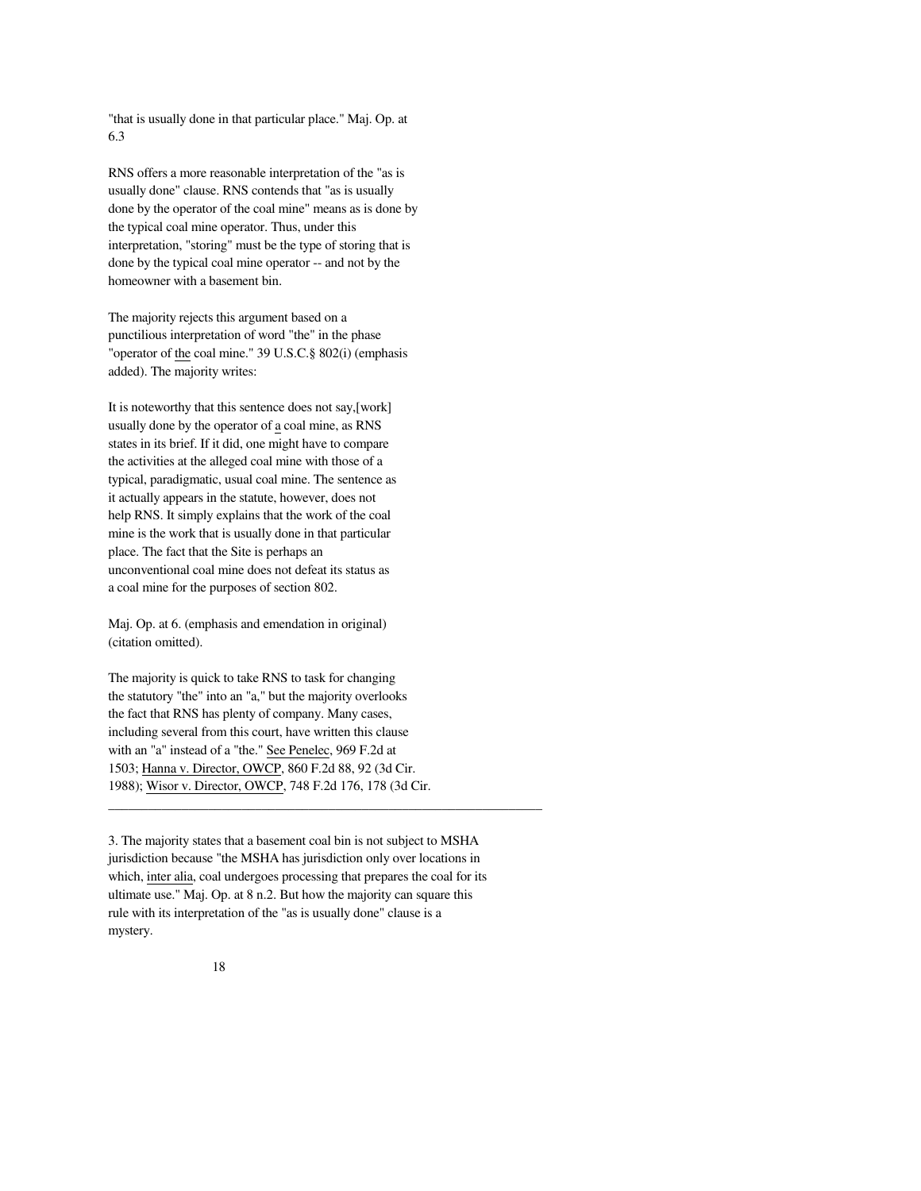"that is usually done in that particular place." Maj. Op. at 6.[3]

RNS offers a more reasonable interpretation of the "as is usually done" clause. RNS contends that "as is usually done by the operator of the coal mine" means as is done by the typical coal mine operator. Thus, under this interpretation, "storing" must be the type of storing that is done by the typical coal mine operator -- and not by the homeowner with a basement bin.

The majority rejects this argument based on a punctilious interpretation of word "the" in the phase "operator of the coal mine." 39 U.S.C.§ 802(i) (emphasis added). The majority writes:

> It is noteworthy that this sentence does not say,[work] usually done by the operator of a coal mine, as RNS states in its brief. If it did, one might have to compare the activities at the alleged coal mine with those of a typical, paradigmatic, usual coal mine. The sentence as it actually appears in the statute, however, does not help RNS. It simply explains that the work of the coal mine is the work that is usually done in that particular place. The fact that the Site is perhaps an unconventional coal mine does not defeat its status as a coal mine for the purposes of section 802.

Maj. Op. at 6. (emphasis and emendation in original) (citation omitted).

The majority is quick to take RNS to task for changing the statutory "the" into an "a," but the majority overlooks the fact that RNS has plenty of company. Many cases, including several from this court, have written this clause with an "a" instead of a "the." See Penelec, 969 F.2d at 1503; Hanna v. Director, OWCP, 860 F.2d 88, 92 (3d Cir. 1988); Wisor v. Director, OWCP, 748 F.2d 176, 178 (3d Cir.

---

3. The majority states that a basement coal bin is not subject to MSHA jurisdiction because "the MSHA has jurisdiction only over locations in which, inter alia, coal undergoes processing that prepares the coal for its ultimate use." Maj. Op. at 8 n.2. But how the majority can square this rule with its interpretation of the "as is usually done" clause is a mystery.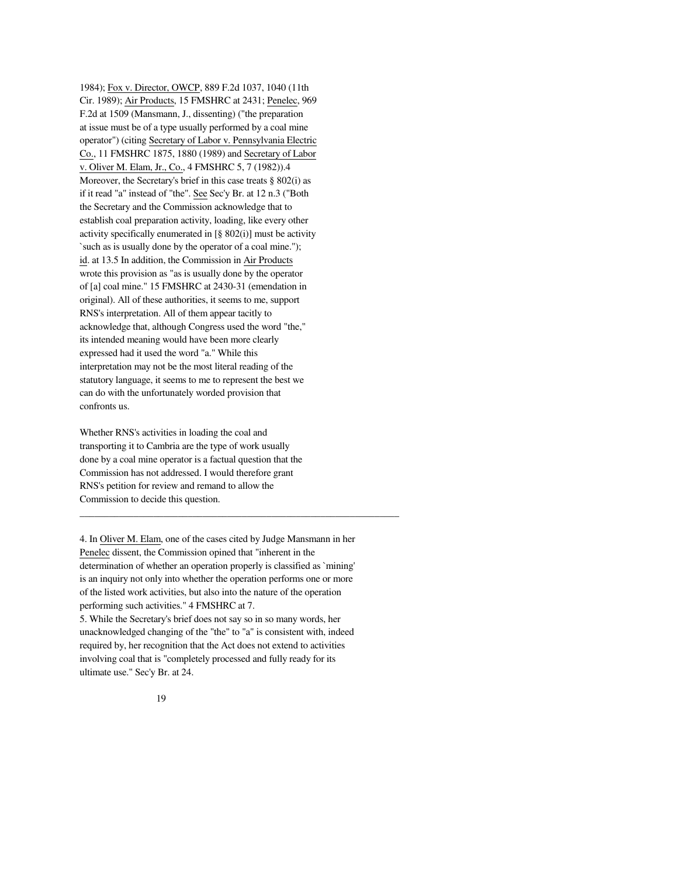1984); Fox v. Director, OWCP, 889 F.2d 1037, 1040 (11th Cir. 1989); Air Products, 15 FMSHRC at 2431; Penelec, 969 F.2d at 1509 (Mansmann, J., dissenting) ("the preparation at issue must be of a type usually performed by a coal mine operator") (citing Secretary of Labor v. Pennsylvania Electric Co., 11 FMSHRC 1875, 1880 (1989) and Secretary of Labor v. Oliver M. Elam, Jr., Co., 4 FMSHRC 5, 7 (1982)).4 Moreover, the Secretary's brief in this case treats § 802(i) as if it read "a" instead of "the". See Sec'y Br. at 12 n.3 ("Both the Secretary and the Commission acknowledge that to establish coal preparation activity, loading, like every other activity specifically enumerated in [§ 802(i)] must be activity `such as is usually done by the operator of a coal mine."); id. at 13.5 In addition, the Commission in Air Products wrote this provision as "as is usually done by the operator of [a] coal mine." 15 FMSHRC at 2430-31 (emendation in original). All of these authorities, it seems to me, support RNS's interpretation. All of them appear tacitly to acknowledge that, although Congress used the word "the," its intended meaning would have been more clearly expressed had it used the word "a." While this interpretation may not be the most literal reading of the statutory language, it seems to me to represent the best we can do with the unfortunately worded provision that confronts us.

Whether RNS's activities in loading the coal and transporting it to Cambria are the type of work usually done by a coal mine operator is a factual question that the Commission has not addressed. I would therefore grant RNS's petition for review and remand to allow the Commission to decide this question.

---

4. In Oliver M. Elam, one of the cases cited by Judge Mansmann in her Penelec dissent, the Commission opined that "inherent in the determination of whether an operation properly is classified as `mining' is an inquiry not only into whether the operation performs one or more of the listed work activities, but also into the nature of the operation performing such activities." 4 FMSHRC at 7.

5. While the Secretary's brief does not say so in so many words, her unacknowledged changing of the "the" to "a" is consistent with, indeed required by, her recognition that the Act does not extend to activities involving coal that is "completely processed and fully ready for its ultimate use." Sec'y Br. at 24.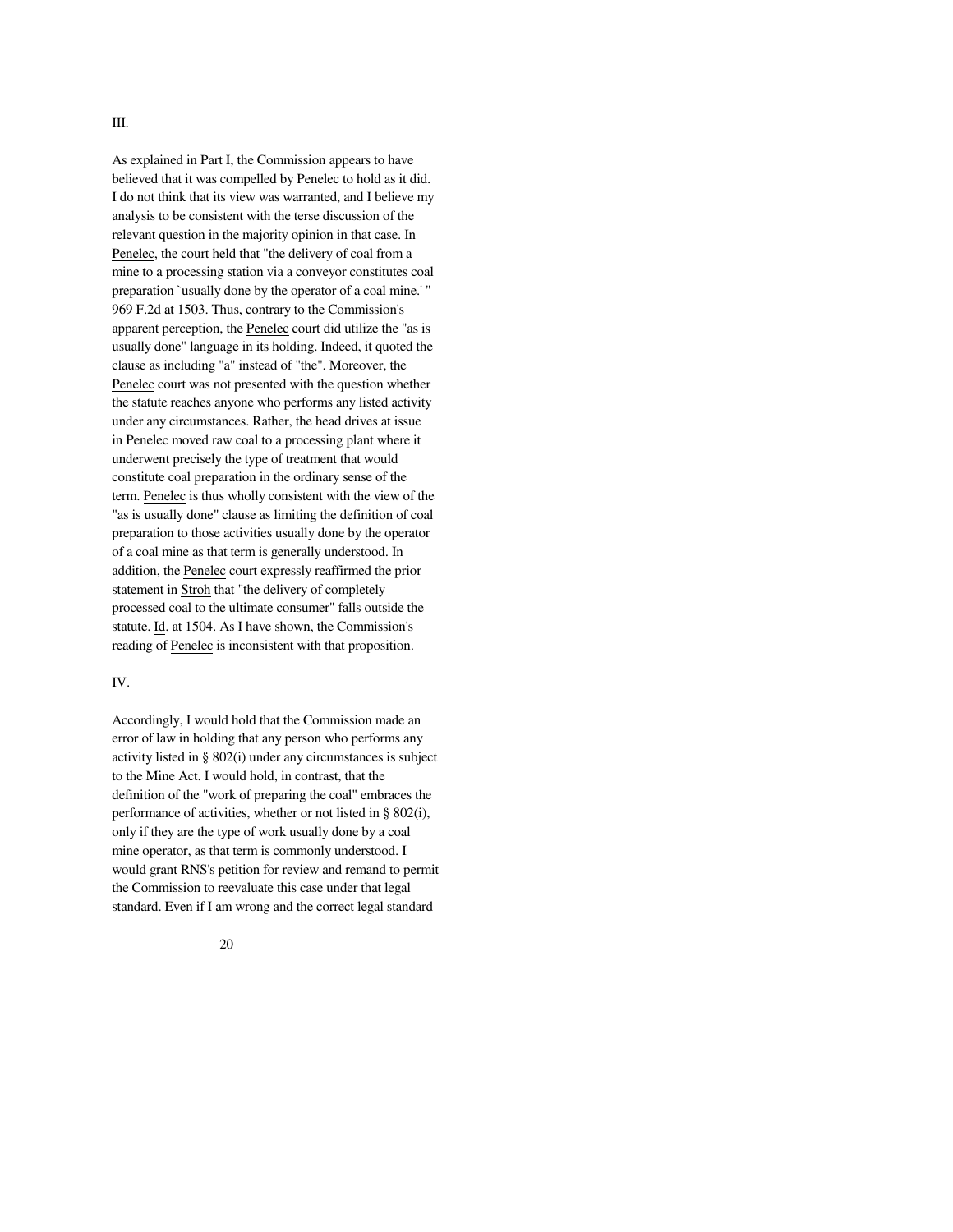III.

As explained in Part I, the Commission appears to have believed that it was compelled by Penelec to hold as it did. I do not think that its view was warranted, and I believe my analysis to be consistent with the terse discussion of the relevant question in the majority opinion in that case. In Penelec, the court held that "the delivery of coal from a mine to a processing station via a conveyor constitutes coal preparation `usually done by the operator of a coal mine.' " 969 F.2d at 1503. Thus, contrary to the Commission's apparent perception, the Penelec court did utilize the "as is usually done" language in its holding. Indeed, it quoted the clause as including "a" instead of "the". Moreover, the Penelec court was not presented with the question whether the statute reaches anyone who performs any listed activity under any circumstances. Rather, the head drives at issue in Penelec moved raw coal to a processing plant where it underwent precisely the type of treatment that would constitute coal preparation in the ordinary sense of the term. Penelec is thus wholly consistent with the view of the "as is usually done" clause as limiting the definition of coal preparation to those activities usually done by the operator of a coal mine as that term is generally understood. In addition, the Penelec court expressly reaffirmed the prior statement in Stroh that "the delivery of completely processed coal to the ultimate consumer" falls outside the statute. Id. at 1504. As I have shown, the Commission's reading of Penelec is inconsistent with that proposition.

IV.

Accordingly, I would hold that the Commission made an error of law in holding that any person who performs any activity listed in § 802(i) under any circumstances is subject to the Mine Act. I would hold, in contrast, that the definition of the "work of preparing the coal" embraces the performance of activities, whether or not listed in § 802(i), only if they are the type of work usually done by a coal mine operator, as that term is commonly understood. I would grant RNS's petition for review and remand to permit the Commission to reevaluate this case under that legal standard. Even if I am wrong and the correct legal standard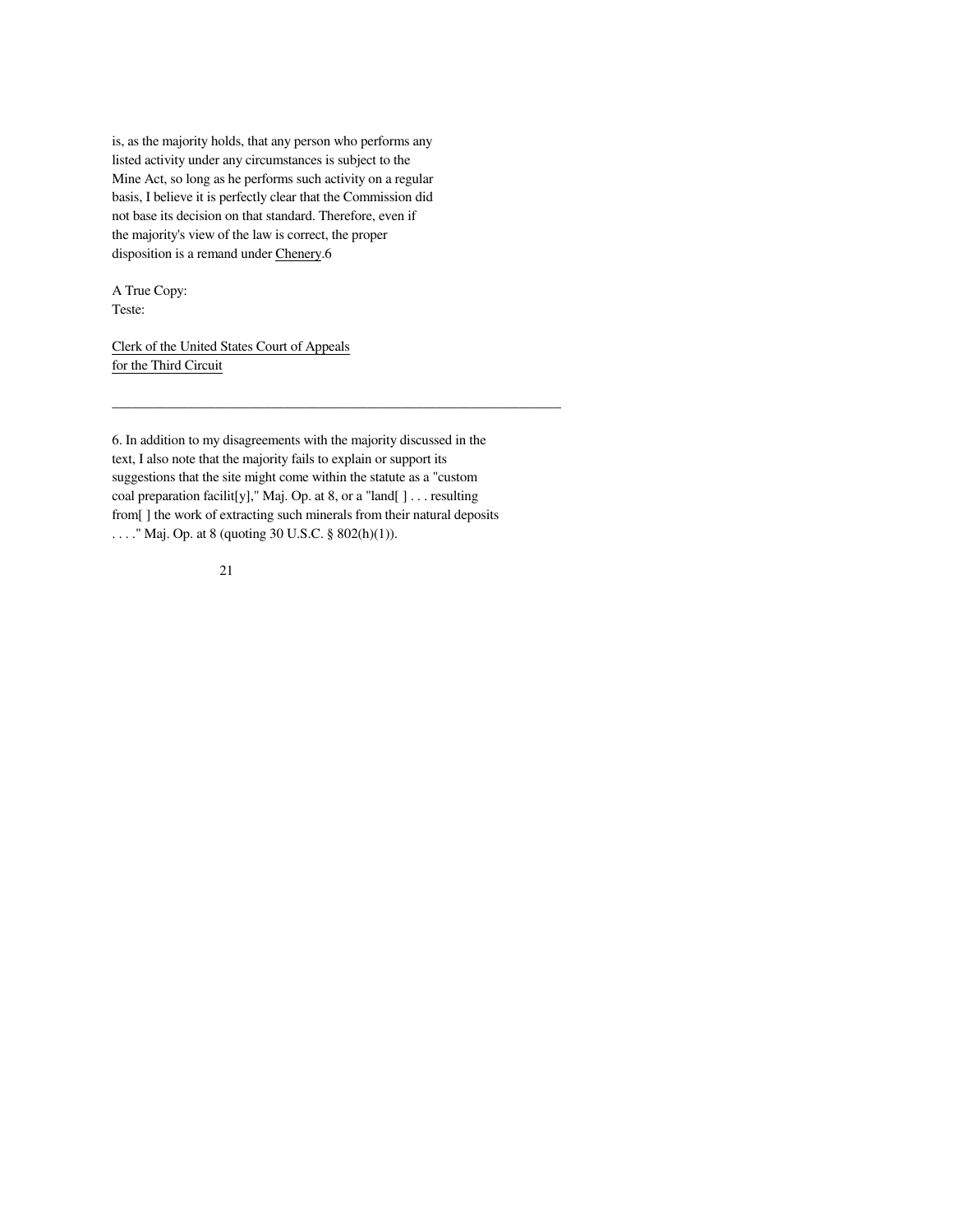is, as the majority holds, that any person who performs any listed activity under any circumstances is subject to the Mine Act, so long as he performs such activity on a regular basis, I believe it is perfectly clear that the Commission did not base its decision on that standard. Therefore, even if the majority's view of the law is correct, the proper disposition is a remand under Chenery.[6]

A True Copy:
Teste:

Clerk of the United States Court of Appeals
for the Third Circuit

---

6. In addition to my disagreements with the majority discussed in the text, I also note that the majority fails to explain or support its suggestions that the site might come within the statute as a "custom coal preparation facilit[y]," Maj. Op. at 8, or a "land[ ] . . . resulting from[ ] the work of extracting such minerals from their natural deposits . . . ." Maj. Op. at 8 (quoting 30 U.S.C. § 802(h)(1)).